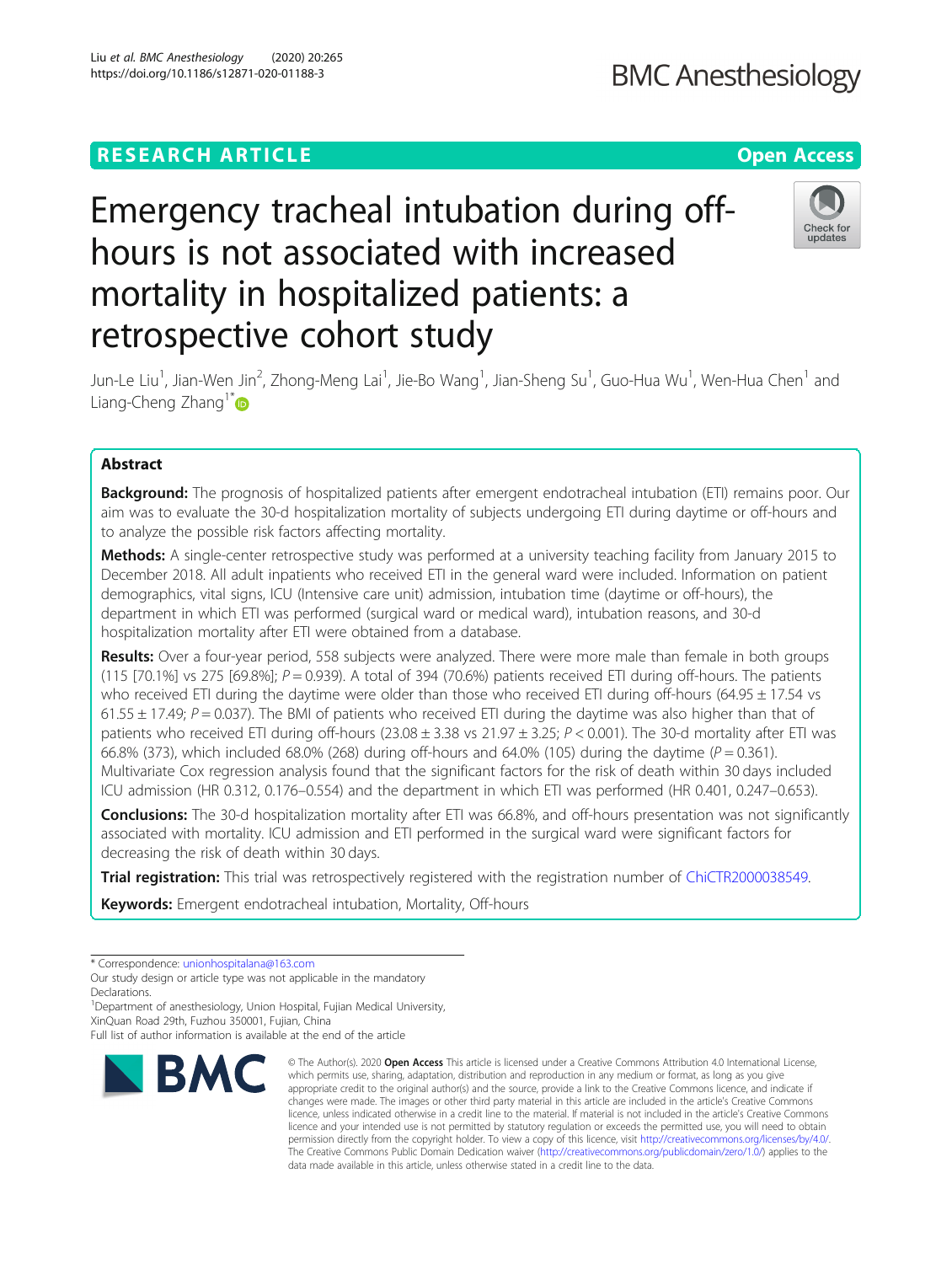RESEARCH ARTICLE

Open Access

# Emergency tracheal intubation during off-hours is not associated with increased mortality in hospitalized patients: a retrospective cohort study

Jun-Le Liu[1], Jian-Wen Jin[2], Zhong-Meng Lai[1], Jie-Bo Wang[1], Jian-Sheng Su[1], Guo-Hua Wu[1], Wen-Hua Chen[1] and Liang-Cheng Zhang[1*]

## Abstract

**Background:** The prognosis of hospitalized patients after emergent endotracheal intubation (ETI) remains poor. Our aim was to evaluate the 30-d hospitalization mortality of subjects undergoing ETI during daytime or off-hours and to analyze the possible risk factors affecting mortality.

**Methods:** A single-center retrospective study was performed at a university teaching facility from January 2015 to December 2018. All adult inpatients who received ETI in the general ward were included. Information on patient demographics, vital signs, ICU (Intensive care unit) admission, intubation time (daytime or off-hours), the department in which ETI was performed (surgical ward or medical ward), intubation reasons, and 30-d hospitalization mortality after ETI were obtained from a database.

**Results:** Over a four-year period, 558 subjects were analyzed. There were more male than female in both groups (115 [70.1%] vs 275 [69.8%]; $P = 0.939$). A total of 394 (70.6%) patients received ETI during off-hours. The patients who received ETI during the daytime were older than those who received ETI during off-hours (64.95 ± 17.54 vs 61.55 ± 17.49; $P = 0.037$). The BMI of patients who received ETI during the daytime was also higher than that of patients who received ETI during off-hours (23.08 ± 3.38 vs 21.97 ± 3.25; $P < 0.001$). The 30-d mortality after ETI was 66.8% (373), which included 68.0% (268) during off-hours and 64.0% (105) during the daytime ($P = 0.361$). Multivariate Cox regression analysis found that the significant factors for the risk of death within 30 days included ICU admission (HR 0.312, 0.176–0.554) and the department in which ETI was performed (HR 0.401, 0.247–0.653).

**Conclusions:** The 30-d hospitalization mortality after ETI was 66.8%, and off-hours presentation was not significantly associated with mortality. ICU admission and ETI performed in the surgical ward were significant factors for decreasing the risk of death within 30 days.

**Trial registration:** This trial was retrospectively registered with the registration number of ChiCTR2000038549.

**Keywords:** Emergent endotracheal intubation, Mortality, Off-hours

---

* Correspondence: unionhospitalana@163.com

Our study design or article type was not applicable in the mandatory Declarations.

[1]Department of anesthesiology, Union Hospital, Fujian Medical University, XinQuan Road 29th, Fuzhou 350001, Fujian, China

Full list of author information is available at the end of the article

© The Author(s). 2020 **Open Access** This article is licensed under a Creative Commons Attribution 4.0 International License, which permits use, sharing, adaptation, distribution and reproduction in any medium or format, as long as you give appropriate credit to the original author(s) and the source, provide a link to the Creative Commons licence, and indicate if changes were made. The images or other third party material in this article are included in the article's Creative Commons licence, unless indicated otherwise in a credit line to the material. If material is not included in the article's Creative Commons licence and your intended use is not permitted by statutory regulation or exceeds the permitted use, you will need to obtain permission directly from the copyright holder. To view a copy of this licence, visit http://creativecommons.org/licenses/by/4.0/. The Creative Commons Public Domain Dedication waiver (http://creativecommons.org/publicdomain/zero/1.0/) applies to the data made available in this article, unless otherwise stated in a credit line to the data.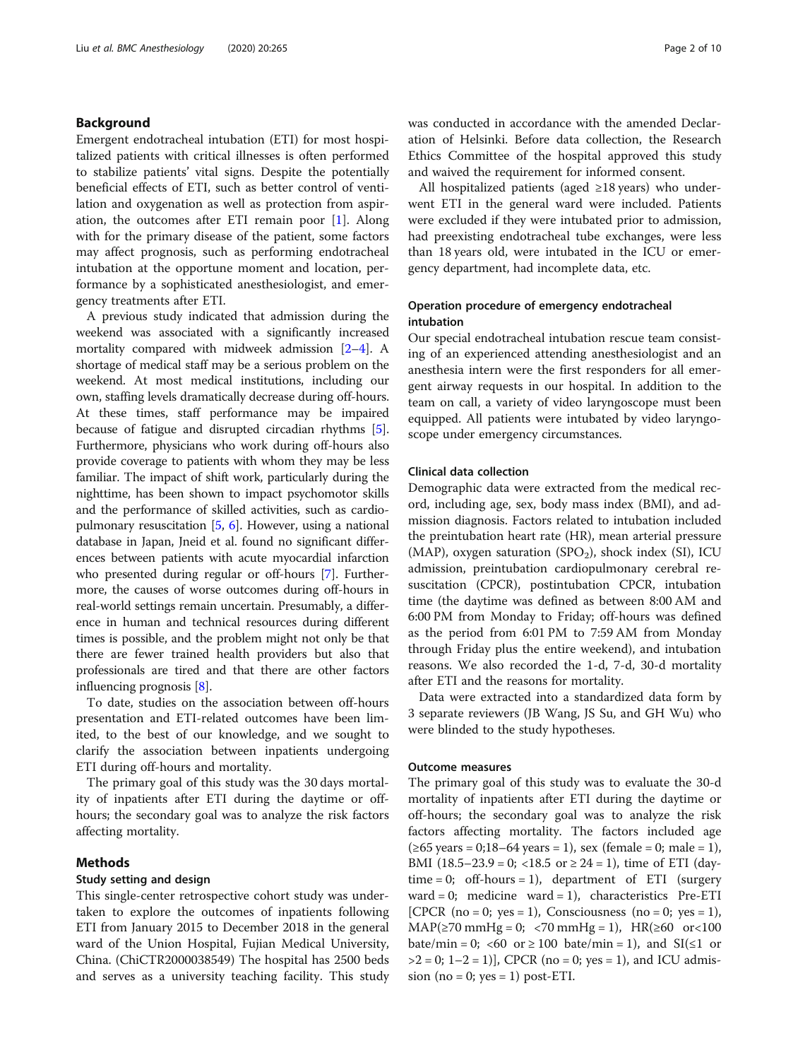## Background

Emergent endotracheal intubation (ETI) for most hospitalized patients with critical illnesses is often performed to stabilize patients' vital signs. Despite the potentially beneficial effects of ETI, such as better control of ventilation and oxygenation as well as protection from aspiration, the outcomes after ETI remain poor [1]. Along with for the primary disease of the patient, some factors may affect prognosis, such as performing endotracheal intubation at the opportune moment and location, performance by a sophisticated anesthesiologist, and emergency treatments after ETI.

A previous study indicated that admission during the weekend was associated with a significantly increased mortality compared with midweek admission [2–4]. A shortage of medical staff may be a serious problem on the weekend. At most medical institutions, including our own, staffing levels dramatically decrease during off-hours. At these times, staff performance may be impaired because of fatigue and disrupted circadian rhythms [5]. Furthermore, physicians who work during off-hours also provide coverage to patients with whom they may be less familiar. The impact of shift work, particularly during the nighttime, has been shown to impact psychomotor skills and the performance of skilled activities, such as cardiopulmonary resuscitation [5, 6]. However, using a national database in Japan, Jneid et al. found no significant differences between patients with acute myocardial infarction who presented during regular or off-hours [7]. Furthermore, the causes of worse outcomes during off-hours in real-world settings remain uncertain. Presumably, a difference in human and technical resources during different times is possible, and the problem might not only be that there are fewer trained health providers but also that professionals are tired and that there are other factors influencing prognosis [8].

To date, studies on the association between off-hours presentation and ETI-related outcomes have been limited, to the best of our knowledge, and we sought to clarify the association between inpatients undergoing ETI during off-hours and mortality.

The primary goal of this study was the 30 days mortality of inpatients after ETI during the daytime or off-hours; the secondary goal was to analyze the risk factors affecting mortality.

## Methods

### Study setting and design

This single-center retrospective cohort study was undertaken to explore the outcomes of inpatients following ETI from January 2015 to December 2018 in the general ward of the Union Hospital, Fujian Medical University, China. (ChiCTR2000038549) The hospital has 2500 beds and serves as a university teaching facility. This study was conducted in accordance with the amended Declaration of Helsinki. Before data collection, the Research Ethics Committee of the hospital approved this study and waived the requirement for informed consent.

All hospitalized patients (aged ≥18 years) who underwent ETI in the general ward were included. Patients were excluded if they were intubated prior to admission, had preexisting endotracheal tube exchanges, were less than 18 years old, were intubated in the ICU or emergency department, had incomplete data, etc.

### Operation procedure of emergency endotracheal intubation

Our special endotracheal intubation rescue team consisting of an experienced attending anesthesiologist and an anesthesia intern were the first responders for all emergent airway requests in our hospital. In addition to the team on call, a variety of video laryngoscope must been equipped. All patients were intubated by video laryngoscope under emergency circumstances.

### Clinical data collection

Demographic data were extracted from the medical record, including age, sex, body mass index (BMI), and admission diagnosis. Factors related to intubation included the preintubation heart rate (HR), mean arterial pressure (MAP), oxygen saturation ($SPO_2$), shock index (SI), ICU admission, preintubation cardiopulmonary cerebral resuscitation (CPCR), postintubation CPCR, intubation time (the daytime was defined as between 8:00 AM and 6:00 PM from Monday to Friday; off-hours was defined as the period from 6:01 PM to 7:59 AM from Monday through Friday plus the entire weekend), and intubation reasons. We also recorded the 1-d, 7-d, 30-d mortality after ETI and the reasons for mortality.

Data were extracted into a standardized data form by 3 separate reviewers (JB Wang, JS Su, and GH Wu) who were blinded to the study hypotheses.

### Outcome measures

The primary goal of this study was to evaluate the 30-d mortality of inpatients after ETI during the daytime or off-hours; the secondary goal was to analyze the risk factors affecting mortality. The factors included age (≥65 years = 0;18–64 years = 1), sex (female = 0; male = 1), BMI (18.5–23.9 = 0; <18.5 or ≥ 24 = 1), time of ETI (daytime = 0; off-hours = 1), department of ETI (surgery ward = 0; medicine ward = 1), characteristics Pre-ETI [CPCR (no = 0; yes = 1), Consciousness (no = 0; yes = 1), MAP(≥70 mmHg = 0; <70 mmHg = 1), HR(≥60 or<100 bate/min = 0; <60 or ≥ 100 bate/min = 1), and SI(≤1 or >2 = 0; 1–2 = 1)], CPCR (no = 0; yes = 1), and ICU admission (no = 0; yes = 1) post-ETI.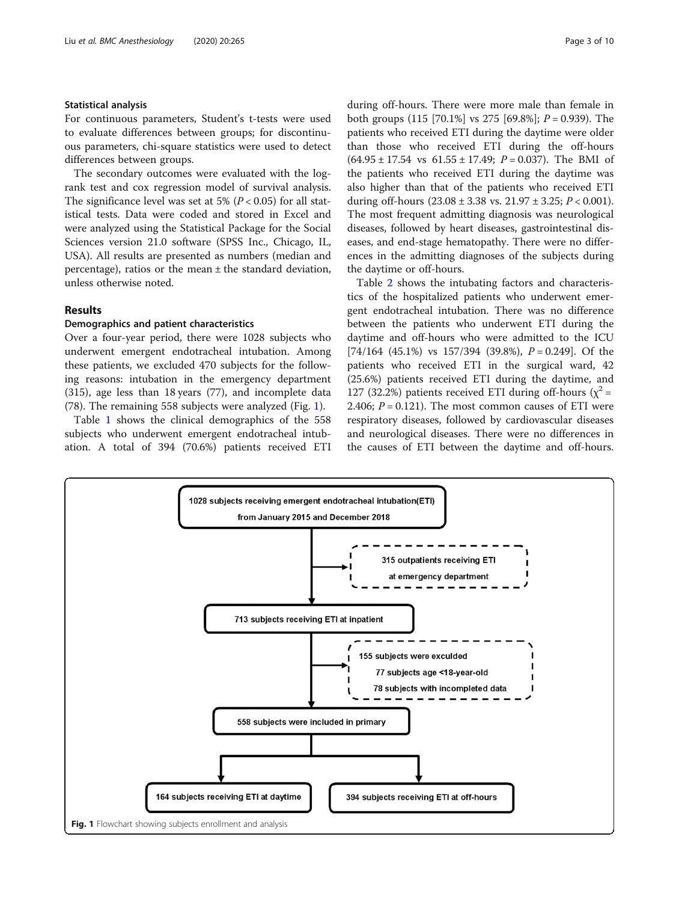### Statistical analysis

For continuous parameters, Student's t-tests were used to evaluate differences between groups; for discontinuous parameters, chi-square statistics were used to detect differences between groups.

The secondary outcomes were evaluated with the log-rank test and cox regression model of survival analysis. The significance level was set at 5% ($P < 0.05$) for all statistical tests. Data were coded and stored in Excel and were analyzed using the Statistical Package for the Social Sciences version 21.0 software (SPSS Inc., Chicago, IL, USA). All results are presented as numbers (median and percentage), ratios or the mean ± the standard deviation, unless otherwise noted.

## Results

### Demographics and patient characteristics

Over a four-year period, there were 1028 subjects who underwent emergent endotracheal intubation. Among these patients, we excluded 470 subjects for the following reasons: intubation in the emergency department (315), age less than 18 years (77), and incomplete data (78). The remaining 558 subjects were analyzed (Fig. 1).

Table 1 shows the clinical demographics of the 558 subjects who underwent emergent endotracheal intubation. A total of 394 (70.6%) patients received ETI during off-hours. There were more male than female in both groups (115 [70.1%] vs 275 [69.8%]; $P = 0.939$). The patients who received ETI during the daytime were older than those who received ETI during the off-hours ($64.95 \pm 17.54$ vs $61.55 \pm 17.49$; $P = 0.037$). The BMI of the patients who received ETI during the daytime was also higher than that of the patients who received ETI during off-hours ($23.08 \pm 3.38$ vs. $21.97 \pm 3.25$; $P < 0.001$). The most frequent admitting diagnosis was neurological diseases, followed by heart diseases, gastrointestinal diseases, and end-stage hematopathy. There were no differences in the admitting diagnoses of the subjects during the daytime or off-hours.

Table 2 shows the intubating factors and characteristics of the hospitalized patients who underwent emergent endotracheal intubation. There was no difference between the patients who underwent ETI during the daytime and off-hours who were admitted to the ICU [74/164 (45.1%) vs 157/394 (39.8%), $P = 0.249$]. Of the patients who received ETI in the surgical ward, 42 (25.6%) patients received ETI during the daytime, and 127 (32.2%) patients received ETI during off-hours ($\chi^2 = 2.406$; $P = 0.121$). The most common causes of ETI were respiratory diseases, followed by cardiovascular diseases and neurological diseases. There were no differences in the causes of ETI between the daytime and off-hours.

1028 subjects receiving emergent endotracheal intubation(ETI) from January 2015 and December 2018

315 outpatients receiving ETI at emergency department

713 subjects receiving ETI at inpatient

155 subjects were exculded
77 subjects age <18-year-old
78 subjects with incompleted data

558 subjects were included in primary

164 subjects receiving ETI at daytime

394 subjects receiving ETI at off-hours

**Fig. 1** Flowchart showing subjects enrollment and analysis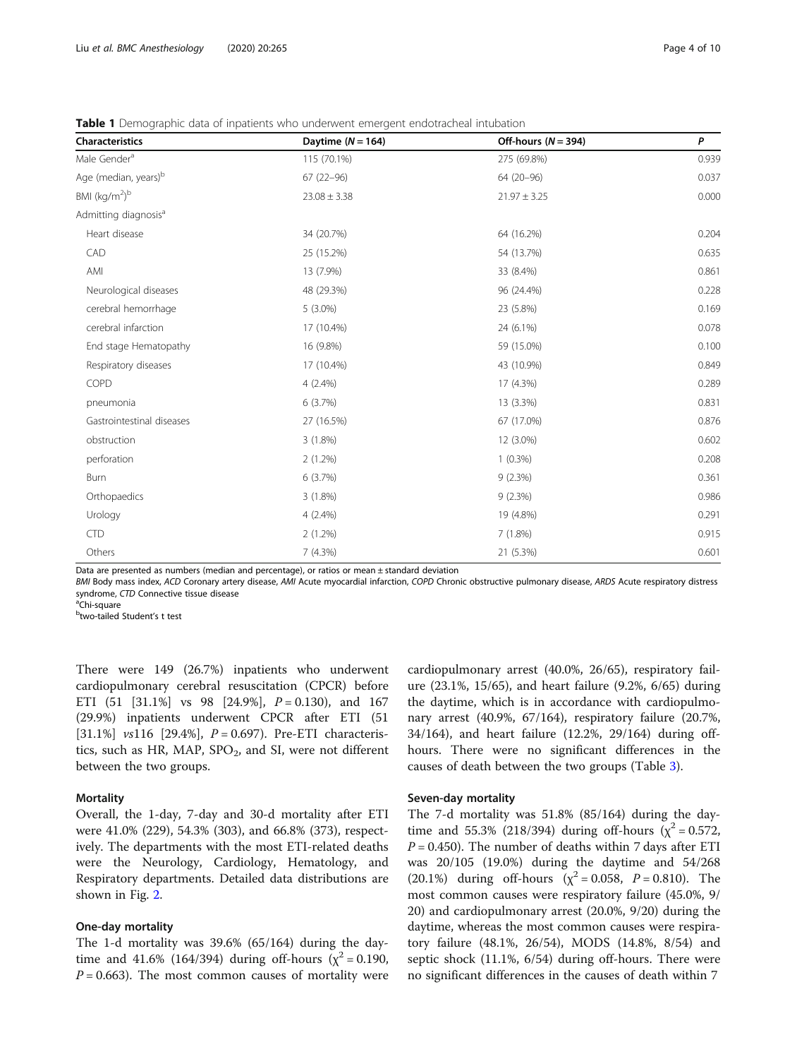**Table 1** Demographic data of inpatients who underwent emergent endotracheal intubation

| Characteristics | Daytime ($N = 164$) | Off-hours ($N = 394$) | $P$ |
|---|---|---|---|
| Male Gender[a] | 115 (70.1%) | 275 (69.8%) | 0.939 |
| Age (median, years)[b] | 67 (22–96) | 64 (20–96) | 0.037 |
| BMI (kg/m$^2$)[b] | 23.08 ± 3.38 | 21.97 ± 3.25 | 0.000 |
| Admitting diagnosis[a] | | | |
| Heart disease | 34 (20.7%) | 64 (16.2%) | 0.204 |
| CAD | 25 (15.2%) | 54 (13.7%) | 0.635 |
| AMI | 13 (7.9%) | 33 (8.4%) | 0.861 |
| Neurological diseases | 48 (29.3%) | 96 (24.4%) | 0.228 |
| cerebral hemorrhage | 5 (3.0%) | 23 (5.8%) | 0.169 |
| cerebral infarction | 17 (10.4%) | 24 (6.1%) | 0.078 |
| End stage Hematopathy | 16 (9.8%) | 59 (15.0%) | 0.100 |
| Respiratory diseases | 17 (10.4%) | 43 (10.9%) | 0.849 |
| COPD | 4 (2.4%) | 17 (4.3%) | 0.289 |
| pneumonia | 6 (3.7%) | 13 (3.3%) | 0.831 |
| Gastrointestinal diseases | 27 (16.5%) | 67 (17.0%) | 0.876 |
| obstruction | 3 (1.8%) | 12 (3.0%) | 0.602 |
| perforation | 2 (1.2%) | 1 (0.3%) | 0.208 |
| Burn | 6 (3.7%) | 9 (2.3%) | 0.361 |
| Orthopaedics | 3 (1.8%) | 9 (2.3%) | 0.986 |
| Urology | 4 (2.4%) | 19 (4.8%) | 0.291 |
| CTD | 2 (1.2%) | 7 (1.8%) | 0.915 |
| Others | 7 (4.3%) | 21 (5.3%) | 0.601 |

Data are presented as numbers (median and percentage), or ratios or mean ± standard deviation

*BMI* Body mass index, *ACD* Coronary artery disease, *AMI* Acute myocardial infarction, *COPD* Chronic obstructive pulmonary disease, *ARDS* Acute respiratory distress syndrome, *CTD* Connective tissue disease

[a]Chi-square

[b]two-tailed Student's t test

There were 149 (26.7%) inpatients who underwent cardiopulmonary cerebral resuscitation (CPCR) before ETI (51 [31.1%] vs 98 [24.9%], $P = 0.130$), and 167 (29.9%) inpatients underwent CPCR after ETI (51 [31.1%] *vs*116 [29.4%], $P = 0.697$). Pre-ETI characteristics, such as HR, MAP, $SPO_2$, and SI, were not different between the two groups.

### Mortality

Overall, the 1-day, 7-day and 30-d mortality after ETI were 41.0% (229), 54.3% (303), and 66.8% (373), respectively. The departments with the most ETI-related deaths were the Neurology, Cardiology, Hematology, and Respiratory departments. Detailed data distributions are shown in Fig. 2.

### One-day mortality

The 1-d mortality was 39.6% (65/164) during the daytime and 41.6% (164/394) during off-hours ($\chi^2 = 0.190$, $P = 0.663$). The most common causes of mortality were cardiopulmonary arrest (40.0%, 26/65), respiratory failure (23.1%, 15/65), and heart failure (9.2%, 6/65) during the daytime, which is in accordance with cardiopulmonary arrest (40.9%, 67/164), respiratory failure (20.7%, 34/164), and heart failure (12.2%, 29/164) during off-hours. There were no significant differences in the causes of death between the two groups (Table 3).

### Seven-day mortality

The 7-d mortality was 51.8% (85/164) during the daytime and 55.3% (218/394) during off-hours ($\chi^2 = 0.572$, $P = 0.450$). The number of deaths within 7 days after ETI was 20/105 (19.0%) during the daytime and 54/268 (20.1%) during off-hours ($\chi^2 = 0.058$, $P = 0.810$). The most common causes were respiratory failure (45.0%, 9/20) and cardiopulmonary arrest (20.0%, 9/20) during the daytime, whereas the most common causes were respiratory failure (48.1%, 26/54), MODS (14.8%, 8/54) and septic shock (11.1%, 6/54) during off-hours. There were no significant differences in the causes of death within 7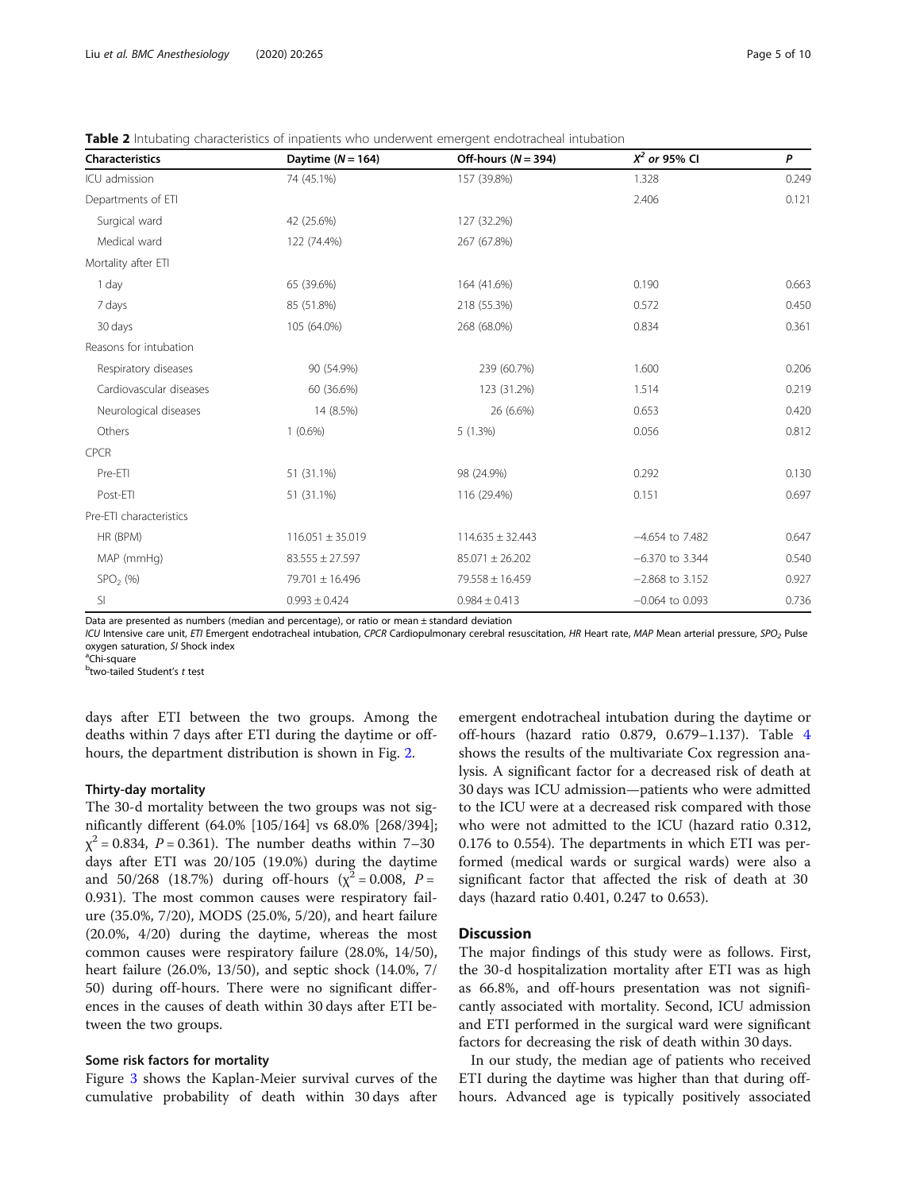**Table 2** Intubating characteristics of inpatients who underwent emergent endotracheal intubation

| Characteristics | Daytime ($N = 164$) | Off-hours ($N = 394$) | $X^2$ or 95% CI | P |
|---|---|---|---|---|
| ICU admission | 74 (45.1%) | 157 (39.8%) | 1.328 | 0.249 |
| Departments of ETI | | | 2.406 | 0.121 |
| Surgical ward | 42 (25.6%) | 127 (32.2%) | | |
| Medical ward | 122 (74.4%) | 267 (67.8%) | | |
| Mortality after ETI | | | | |
| 1 day | 65 (39.6%) | 164 (41.6%) | 0.190 | 0.663 |
| 7 days | 85 (51.8%) | 218 (55.3%) | 0.572 | 0.450 |
| 30 days | 105 (64.0%) | 268 (68.0%) | 0.834 | 0.361 |
| Reasons for intubation | | | | |
| Respiratory diseases | 90 (54.9%) | 239 (60.7%) | 1.600 | 0.206 |
| Cardiovascular diseases | 60 (36.6%) | 123 (31.2%) | 1.514 | 0.219 |
| Neurological diseases | 14 (8.5%) | 26 (6.6%) | 0.653 | 0.420 |
| Others | 1 (0.6%) | 5 (1.3%) | 0.056 | 0.812 |
| CPCR | | | | |
| Pre-ETI | 51 (31.1%) | 98 (24.9%) | 0.292 | 0.130 |
| Post-ETI | 51 (31.1%) | 116 (29.4%) | 0.151 | 0.697 |
| Pre-ETI characteristics | | | | |
| HR (BPM) | 116.051 ± 35.019 | 114.635 ± 32.443 | −4.654 to 7.482 | 0.647 |
| MAP (mmHg) | 83.555 ± 27.597 | 85.071 ± 26.202 | −6.370 to 3.344 | 0.540 |
| $SPO_2$ (%) | 79.701 ± 16.496 | 79.558 ± 16.459 | −2.868 to 3.152 | 0.927 |
| SI | 0.993 ± 0.424 | 0.984 ± 0.413 | −0.064 to 0.093 | 0.736 |

Data are presented as numbers (median and percentage), or ratio or mean ± standard deviation

*ICU* Intensive care unit, *ETI* Emergent endotracheal intubation, *CPCR* Cardiopulmonary cerebral resuscitation, *HR* Heart rate, *MAP* Mean arterial pressure, $SPO_2$ Pulse oxygen saturation, *SI* Shock index

[a]Chi-square

[b]two-tailed Student's *t* test

days after ETI between the two groups. Among the deaths within 7 days after ETI during the daytime or off-hours, the department distribution is shown in Fig. 2.

### Thirty-day mortality

The 30-d mortality between the two groups was not significantly different (64.0% [105/164] vs 68.0% [268/394]; $\chi^2 = 0.834$, $P = 0.361$). The number deaths within 7–30 days after ETI was 20/105 (19.0%) during the daytime and 50/268 (18.7%) during off-hours ($\chi^2 = 0.008$, $P = 0.931$). The most common causes were respiratory failure (35.0%, 7/20), MODS (25.0%, 5/20), and heart failure (20.0%, 4/20) during the daytime, whereas the most common causes were respiratory failure (28.0%, 14/50), heart failure (26.0%, 13/50), and septic shock (14.0%, 7/50) during off-hours. There were no significant differences in the causes of death within 30 days after ETI between the two groups.

### Some risk factors for mortality

Figure 3 shows the Kaplan-Meier survival curves of the cumulative probability of death within 30 days after emergent endotracheal intubation during the daytime or off-hours (hazard ratio 0.879, 0.679–1.137). Table 4 shows the results of the multivariate Cox regression analysis. A significant factor for a decreased risk of death at 30 days was ICU admission—patients who were admitted to the ICU were at a decreased risk compared with those who were not admitted to the ICU (hazard ratio 0.312, 0.176 to 0.554). The departments in which ETI was performed (medical wards or surgical wards) were also a significant factor that affected the risk of death at 30 days (hazard ratio 0.401, 0.247 to 0.653).

## Discussion

The major findings of this study were as follows. First, the 30-d hospitalization mortality after ETI was as high as 66.8%, and off-hours presentation was not significantly associated with mortality. Second, ICU admission and ETI performed in the surgical ward were significant factors for decreasing the risk of death within 30 days.

In our study, the median age of patients who received ETI during the daytime was higher than that during off-hours. Advanced age is typically positively associated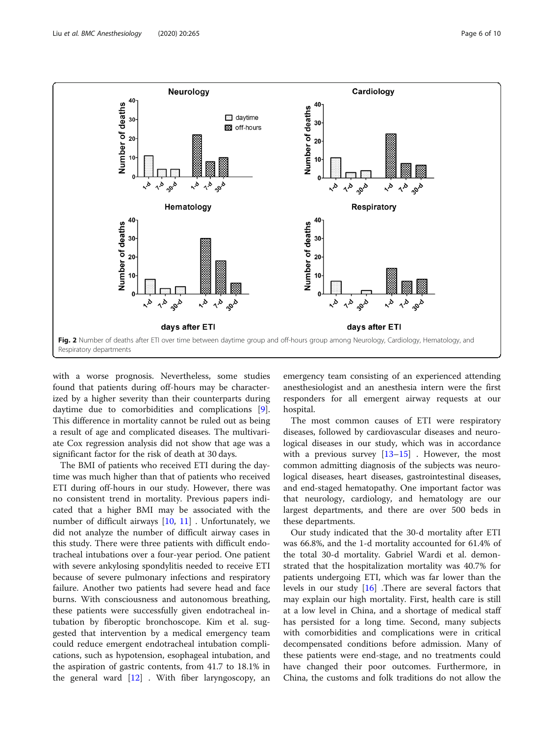Fig. 2 Number of deaths after ETI over time between daytime group and off-hours group among Neurology, Cardiology, Hematology, and Respiratory departments

with a worse prognosis. Nevertheless, some studies found that patients during off-hours may be characterized by a higher severity than their counterparts during daytime due to comorbidities and complications [9]. This difference in mortality cannot be ruled out as being a result of age and complicated diseases. The multivariate Cox regression analysis did not show that age was a significant factor for the risk of death at 30 days.

The BMI of patients who received ETI during the daytime was much higher than that of patients who received ETI during off-hours in our study. However, there was no consistent trend in mortality. Previous papers indicated that a higher BMI may be associated with the number of difficult airways [10, 11] . Unfortunately, we did not analyze the number of difficult airway cases in this study. There were three patients with difficult endotracheal intubations over a four-year period. One patient with severe ankylosing spondylitis needed to receive ETI because of severe pulmonary infections and respiratory failure. Another two patients had severe head and face burns. With consciousness and autonomous breathing, these patients were successfully given endotracheal intubation by fiberoptic bronchoscope. Kim et al. suggested that intervention by a medical emergency team could reduce emergent endotracheal intubation complications, such as hypotension, esophageal intubation, and the aspiration of gastric contents, from 41.7 to 18.1% in the general ward [12] . With fiber laryngoscopy, an emergency team consisting of an experienced attending anesthesiologist and an anesthesia intern were the first responders for all emergent airway requests at our hospital.

The most common causes of ETI were respiratory diseases, followed by cardiovascular diseases and neurological diseases in our study, which was in accordance with a previous survey [13–15] . However, the most common admitting diagnosis of the subjects was neurological diseases, heart diseases, gastrointestinal diseases, and end-staged hematopathy. One important factor was that neurology, cardiology, and hematology are our largest departments, and there are over 500 beds in these departments.

Our study indicated that the 30-d mortality after ETI was 66.8%, and the 1-d mortality accounted for 61.4% of the total 30-d mortality. Gabriel Wardi et al. demonstrated that the hospitalization mortality was 40.7% for patients undergoing ETI, which was far lower than the levels in our study [16] .There are several factors that may explain our high mortality. First, health care is still at a low level in China, and a shortage of medical staff has persisted for a long time. Second, many subjects with comorbidities and complications were in critical decompensated conditions before admission. Many of these patients were end-stage, and no treatments could have changed their poor outcomes. Furthermore, in China, the customs and folk traditions do not allow the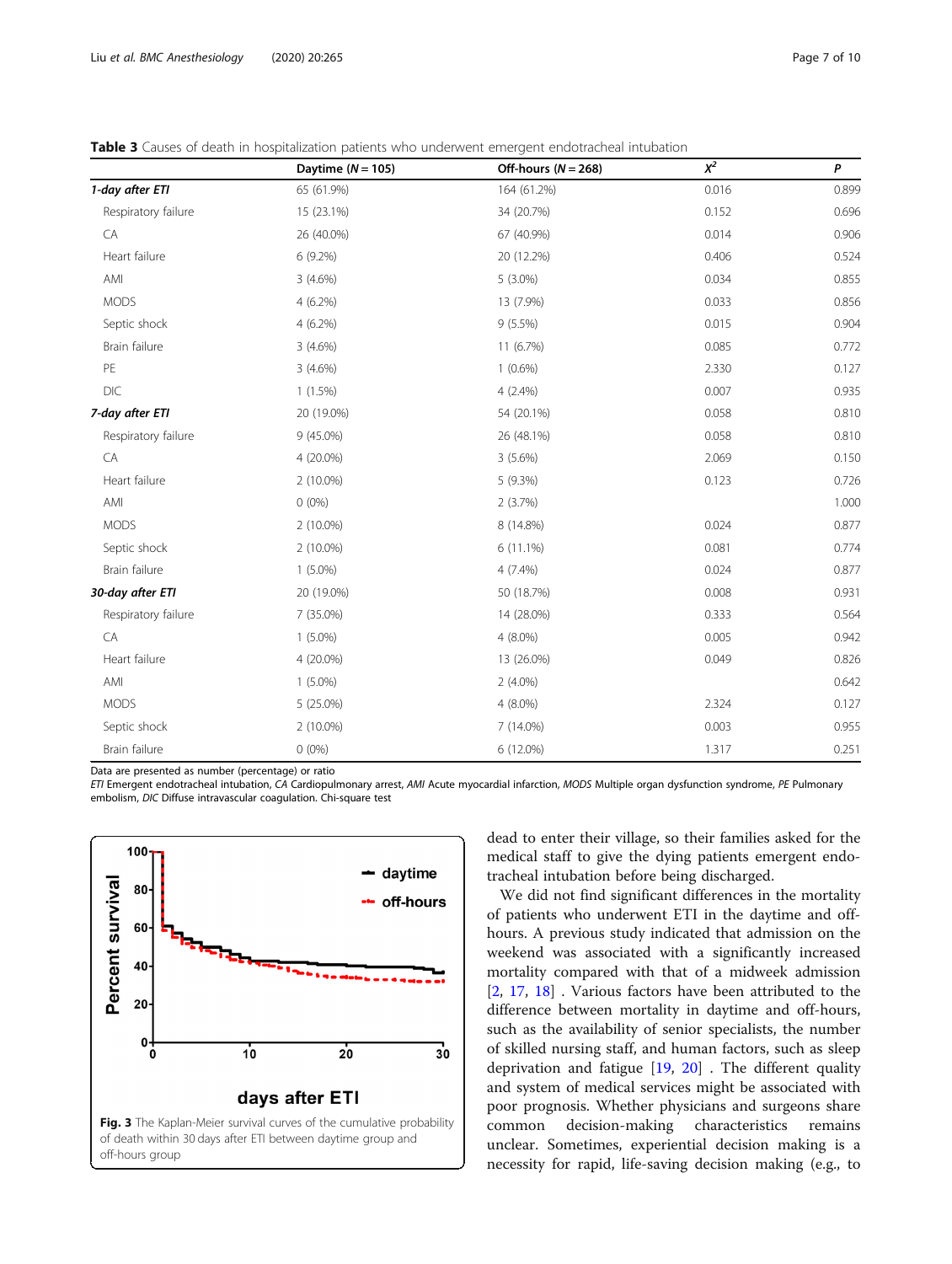**Table 3** Causes of death in hospitalization patients who underwent emergent endotracheal intubation

| | Daytime ($N = 105$) | Off-hours ($N = 268$) | $X^2$ | *P* |
|---|---|---|---|---|
| ***1-day after ETI*** | 65 (61.9%) | 164 (61.2%) | 0.016 | 0.899 |
| Respiratory failure | 15 (23.1%) | 34 (20.7%) | 0.152 | 0.696 |
| CA | 26 (40.0%) | 67 (40.9%) | 0.014 | 0.906 |
| Heart failure | 6 (9.2%) | 20 (12.2%) | 0.406 | 0.524 |
| AMI | 3 (4.6%) | 5 (3.0%) | 0.034 | 0.855 |
| MODS | 4 (6.2%) | 13 (7.9%) | 0.033 | 0.856 |
| Septic shock | 4 (6.2%) | 9 (5.5%) | 0.015 | 0.904 |
| Brain failure | 3 (4.6%) | 11 (6.7%) | 0.085 | 0.772 |
| PE | 3 (4.6%) | 1 (0.6%) | 2.330 | 0.127 |
| DIC | 1 (1.5%) | 4 (2.4%) | 0.007 | 0.935 |
| ***7-day after ETI*** | 20 (19.0%) | 54 (20.1%) | 0.058 | 0.810 |
| Respiratory failure | 9 (45.0%) | 26 (48.1%) | 0.058 | 0.810 |
| CA | 4 (20.0%) | 3 (5.6%) | 2.069 | 0.150 |
| Heart failure | 2 (10.0%) | 5 (9.3%) | 0.123 | 0.726 |
| AMI | 0 (0%) | 2 (3.7%) | | 1.000 |
| MODS | 2 (10.0%) | 8 (14.8%) | 0.024 | 0.877 |
| Septic shock | 2 (10.0%) | 6 (11.1%) | 0.081 | 0.774 |
| Brain failure | 1 (5.0%) | 4 (7.4%) | 0.024 | 0.877 |
| ***30-day after ETI*** | 20 (19.0%) | 50 (18.7%) | 0.008 | 0.931 |
| Respiratory failure | 7 (35.0%) | 14 (28.0%) | 0.333 | 0.564 |
| CA | 1 (5.0%) | 4 (8.0%) | 0.005 | 0.942 |
| Heart failure | 4 (20.0%) | 13 (26.0%) | 0.049 | 0.826 |
| AMI | 1 (5.0%) | 2 (4.0%) | | 0.642 |
| MODS | 5 (25.0%) | 4 (8.0%) | 2.324 | 0.127 |
| Septic shock | 2 (10.0%) | 7 (14.0%) | 0.003 | 0.955 |
| Brain failure | 0 (0%) | 6 (12.0%) | 1.317 | 0.251 |

Data are presented as number (percentage) or ratio

*ETI* Emergent endotracheal intubation, *CA* Cardiopulmonary arrest, *AMI* Acute myocardial infarction, *MODS* Multiple organ dysfunction syndrome, *PE* Pulmonary embolism, *DIC* Diffuse intravascular coagulation. Chi-square test

**Fig. 3** The Kaplan-Meier survival curves of the cumulative probability of death within 30 days after ETI between daytime group and off-hours group

dead to enter their village, so their families asked for the medical staff to give the dying patients emergent endotracheal intubation before being discharged.

We did not find significant differences in the mortality of patients who underwent ETI in the daytime and off-hours. A previous study indicated that admission on the weekend was associated with a significantly increased mortality compared with that of a midweek admission [2, 17, 18] . Various factors have been attributed to the difference between mortality in daytime and off-hours, such as the availability of senior specialists, the number of skilled nursing staff, and human factors, such as sleep deprivation and fatigue [19, 20] . The different quality and system of medical services might be associated with poor prognosis. Whether physicians and surgeons share common decision-making characteristics remains unclear. Sometimes, experiential decision making is a necessity for rapid, life-saving decision making (e.g., to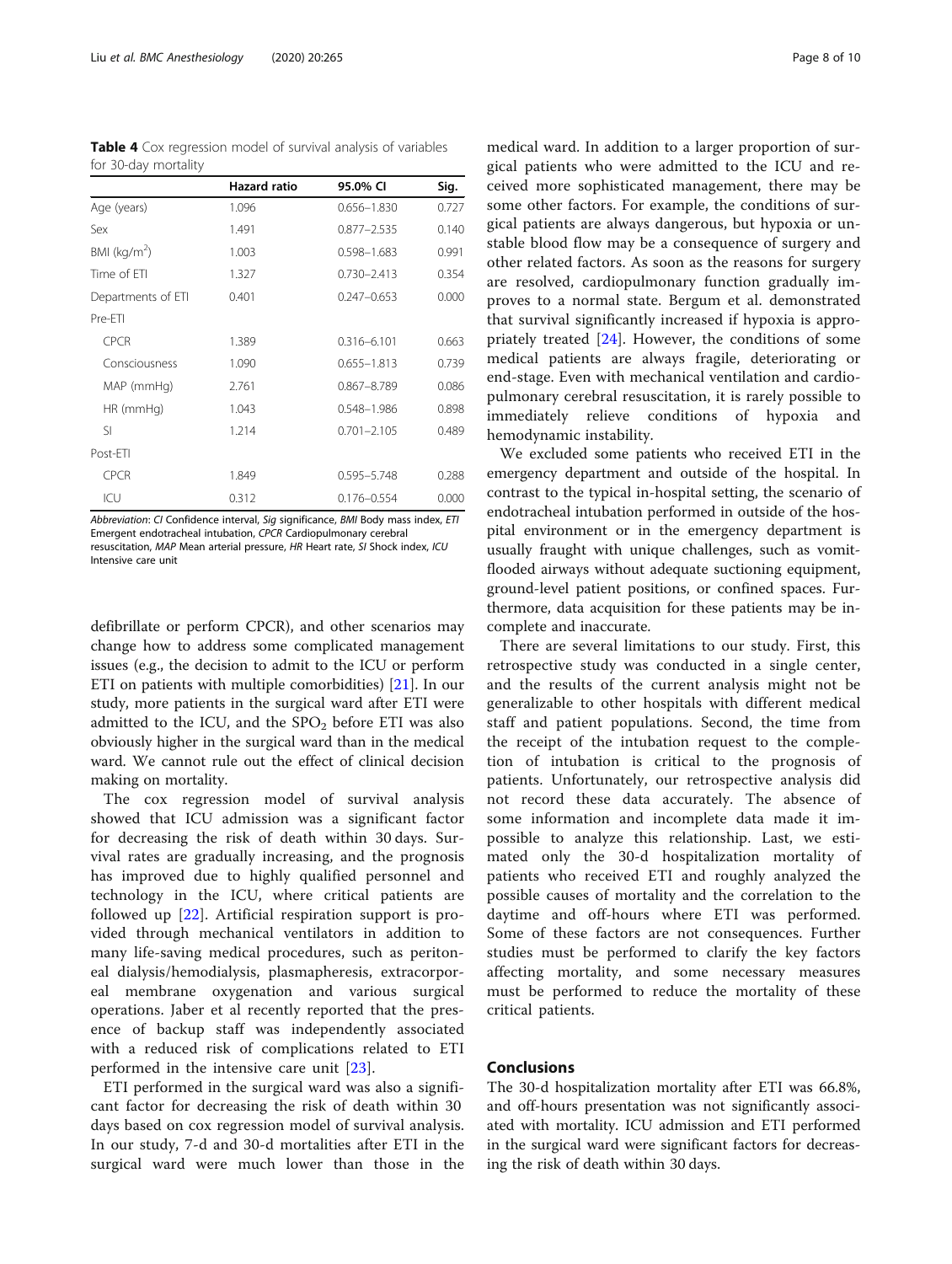**Table 4** Cox regression model of survival analysis of variables for 30-day mortality

| | Hazard ratio | 95.0% CI | Sig. |
|---|---|---|---|
| Age (years) | 1.096 | 0.656–1.830 | 0.727 |
| Sex | 1.491 | 0.877–2.535 | 0.140 |
| BMI (kg/m$^2$) | 1.003 | 0.598–1.683 | 0.991 |
| Time of ETI | 1.327 | 0.730–2.413 | 0.354 |
| Departments of ETI | 0.401 | 0.247–0.653 | 0.000 |
| Pre-ETI | | | |
| CPCR | 1.389 | 0.316–6.101 | 0.663 |
| Consciousness | 1.090 | 0.655–1.813 | 0.739 |
| MAP (mmHg) | 2.761 | 0.867–8.789 | 0.086 |
| HR (mmHg) | 1.043 | 0.548–1.986 | 0.898 |
| SI | 1.214 | 0.701–2.105 | 0.489 |
| Post-ETI | | | |
| CPCR | 1.849 | 0.595–5.748 | 0.288 |
| ICU | 0.312 | 0.176–0.554 | 0.000 |

*Abbreviation*: *CI* Confidence interval, *Sig* significance, *BMI* Body mass index, *ETI* Emergent endotracheal intubation, *CPCR* Cardiopulmonary cerebral resuscitation, *MAP* Mean arterial pressure, *HR* Heart rate, *SI* Shock index, *ICU* Intensive care unit

defibrillate or perform CPCR), and other scenarios may change how to address some complicated management issues (e.g., the decision to admit to the ICU or perform ETI on patients with multiple comorbidities) [21]. In our study, more patients in the surgical ward after ETI were admitted to the ICU, and the $SPO_2$ before ETI was also obviously higher in the surgical ward than in the medical ward. We cannot rule out the effect of clinical decision making on mortality.

The cox regression model of survival analysis showed that ICU admission was a significant factor for decreasing the risk of death within 30 days. Survival rates are gradually increasing, and the prognosis has improved due to highly qualified personnel and technology in the ICU, where critical patients are followed up [22]. Artificial respiration support is provided through mechanical ventilators in addition to many life-saving medical procedures, such as peritoneal dialysis/hemodialysis, plasmapheresis, extracorporeal membrane oxygenation and various surgical operations. Jaber et al recently reported that the presence of backup staff was independently associated with a reduced risk of complications related to ETI performed in the intensive care unit [23].

ETI performed in the surgical ward was also a significant factor for decreasing the risk of death within 30 days based on cox regression model of survival analysis. In our study, 7-d and 30-d mortalities after ETI in the surgical ward were much lower than those in the medical ward. In addition to a larger proportion of surgical patients who were admitted to the ICU and received more sophisticated management, there may be some other factors. For example, the conditions of surgical patients are always dangerous, but hypoxia or unstable blood flow may be a consequence of surgery and other related factors. As soon as the reasons for surgery are resolved, cardiopulmonary function gradually improves to a normal state. Bergum et al. demonstrated that survival significantly increased if hypoxia is appropriately treated [24]. However, the conditions of some medical patients are always fragile, deteriorating or end-stage. Even with mechanical ventilation and cardiopulmonary cerebral resuscitation, it is rarely possible to immediately relieve conditions of hypoxia and hemodynamic instability.

We excluded some patients who received ETI in the emergency department and outside of the hospital. In contrast to the typical in-hospital setting, the scenario of endotracheal intubation performed in outside of the hospital environment or in the emergency department is usually fraught with unique challenges, such as vomit-flooded airways without adequate suctioning equipment, ground-level patient positions, or confined spaces. Furthermore, data acquisition for these patients may be incomplete and inaccurate.

There are several limitations to our study. First, this retrospective study was conducted in a single center, and the results of the current analysis might not be generalizable to other hospitals with different medical staff and patient populations. Second, the time from the receipt of the intubation request to the completion of intubation is critical to the prognosis of patients. Unfortunately, our retrospective analysis did not record these data accurately. The absence of some information and incomplete data made it impossible to analyze this relationship. Last, we estimated only the 30-d hospitalization mortality of patients who received ETI and roughly analyzed the possible causes of mortality and the correlation to the daytime and off-hours where ETI was performed. Some of these factors are not consequences. Further studies must be performed to clarify the key factors affecting mortality, and some necessary measures must be performed to reduce the mortality of these critical patients.

## Conclusions

The 30-d hospitalization mortality after ETI was 66.8%, and off-hours presentation was not significantly associated with mortality. ICU admission and ETI performed in the surgical ward were significant factors for decreasing the risk of death within 30 days.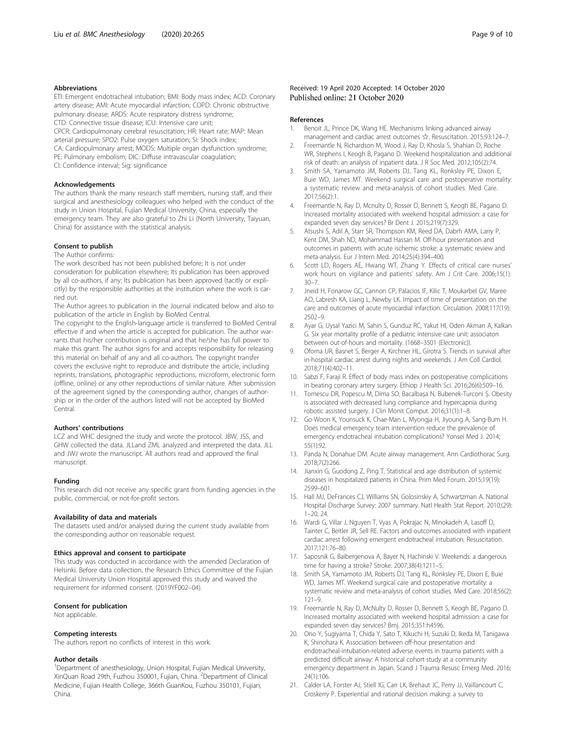## Abbreviations

ETI: Emergent endotracheal intubation; BMI: Body mass index; ACD: Coronary artery disease; AMI: Acute myocardial infarction; COPD: Chronic obstructive pulmonary disease; ARDS: Acute respiratory distress syndrome; CTD: Connective tissue disease; ICU: Intensive care unit; CPCR: Cardiopulmonary cerebral resuscitation; HR: Heart rate; MAP: Mean arterial pressure; SPO2: Pulse oxygen saturation; SI: Shock index; CA: Cardiopulmonary arrest; MODS: Multiple organ dysfunction syndrome; PE: Pulmonary embolism; DIC: Diffuse intravascular coagulation; CI: Confidence interval; Sig: significance

## Acknowledgements

The authors thank the many research staff members, nursing staff, and their surgical and anesthesiology colleagues who helped with the conduct of the study in Union Hospital, Fujian Medical University, China, especially the emergency team. They are also grateful to Zhi Li (North University, Taiyuan, China) for assistance with the statistical analysis.

## Consent to publish

The Author confirms:

The work described has not been published before; It is not under consideration for publication elsewhere; Its publication has been approved by all co-authors, if any; Its publication has been approved (tacitly or explicitly) by the responsible authorities at the institution where the work is carried out.

The Author agrees to publication in the Journal indicated below and also to publication of the article in English by BioMed Central.

The copyright to the English-language article is transferred to BioMed Central effective if and when the article is accepted for publication. The author warrants that his/her contribution is original and that he/she has full power to make this grant. The author signs for and accepts responsibility for releasing this material on behalf of any and all co-authors. The copyright transfer covers the exclusive right to reproduce and distribute the article, including reprints, translations, photographic reproductions, microform, electronic form (offline, online) or any other reproductions of similar nature. After submission of the agreement signed by the corresponding author, changes of authorship or in the order of the authors listed will not be accepted by BioMed Central.

## Authors' contributions

LCZ and WHC designed the study and wrote the protocol. JBW, JSS, and GHW collected the data. JLLand ZML analyzed and interpreted the data. JLL and JWJ wrote the manuscript. All authors read and approved the final manuscript.

## Funding

This research did not receive any specific grant from funding agencies in the public, commercial, or not-for-profit sectors.

## Availability of data and materials

The datasets used and/or analysed during the current study available from the corresponding author on reasonable request.

## Ethics approval and consent to participate

This study was conducted in accordance with the amended Declaration of Helsinki. Before data collection, the Research Ethics Committee of the Fujian Medical University Union Hospital approved this study and waived the requirement for informed consent. (2019YF002–04).

## Consent for publication

Not applicable.

## Competing interests

The authors report no conflicts of interest in this work.

## Author details

[1]Department of anesthesiology, Union Hospital, Fujian Medical University, XinQuan Road 29th, Fuzhou 350001, Fujian, China. [2]Department of Clinical Medicine, Fujian Health College, 366th GuanKou, Fuzhou 350101, Fujian, China.

Received: 19 April 2020 Accepted: 14 October 2020
Published online: 21 October 2020

## References

1. Benoit JL, Prince DK, Wang HE. Mechanisms linking advanced airway management and cardiac arrest outcomes ☆. Resuscitation. 2015;93:124–7.
2. Freemantle N, Richardson M, Wood J, Ray D, Khosla S, Shahian D, Roche WR, Stephens I, Keogh B, Pagano D. Weekend hospitalization and additional risk of death: an analysis of inpatient data. J R Soc Med. 2012;105(2):74.
3. Smith SA, Yamamoto JM, Roberts DJ, Tang KL, Ronksley PE, Dixon E, Buie WD, James MT. Weekend surgical care and postoperative mortality: a systematic review and meta-analysis of cohort studies. Med Care. 2017;56(2):1.
4. Freemantle N, Ray D, Mcnulty D, Rosser D, Bennett S, Keogh BE, Pagano D. Increased mortality associated with weekend hospital admission: a case for expanded seven day services? Br Dent J. 2015;219(7):329.
5. Atsushi S, Adil A, Starr SR, Thompson KM, Reed DA, Dabrh AMA, Larry P, Kent DM, Shah ND, Mohammad Hassan M. Off-hour presentation and outcomes in patients with acute ischemic stroke: a systematic review and meta-analysis. Eur J Intern Med. 2014;25(4):394–400.
6. Scott LD, Rogers AE, Hwang WT, Zhang Y. Effects of critical care nurses' work hours on vigilance and patients' safety. Am J Crit Care. 2006;15(1): 30–7.
7. Jneid H, Fonarow GC, Cannon CP, Palacios IF, Kilic T, Moukarbel GV, Maree AO, Labresh KA, Liang L, Newby LK. Impact of time of presentation on the care and outcomes of acute myocardial infarction. Circulation. 2008;117(19): 2502–9.
8. Ayar G, Uysal Yazici M, Sahin S, Gunduz RC, Yakut HI, Oden Akman A, Kalkan G. Six year mortality profile of a pediatric intensive care unit: associaton between out-of-hours and mortality. (1668–3501 (Electronic)).
9. Ofoma UR, Basnet S, Berger A, Kirchner HL, Girotra S. Trends in survival after in-hospital cardiac arrest during nights and weekends. J Am Coll Cardiol. 2018;71(4):402–11.
10. Sabzi F, Faraji R. Effect of body mass index on postoperative complications in beating coronary artery surgery. Ethiop J Health Sci. 2016;26(6):509–16.
11. Tomescu DR, Popescu M, Dima SO, Bacalbaşa N, Bubenek-Turconi Ş. Obesity is associated with decreased lung compliance and hypercapnia during robotic assisted surgery. J Clin Monit Comput. 2016;31(1):1–8.
12. Go-Woon K, Younsuck K, Chae-Man L, Myongja H, Jiyoung A, Sang-Bum H. Does medical emergency team intervention reduce the prevalence of emergency endotracheal intubation complications? Yonsei Med J. 2014; 55(1):92.
13. Panda N, Donahue DM. Acute airway management. Ann Cardiothorac Surg. 2018;7(2):266.
14. Jianxin G, Guodong Z, Ping T. Statistical and age distribution of systemic diseases in hospitalized patients in China. Prim Med Forum. 2015;19(19): 2599–601.
15. Hall MJ, DeFrances CJ, Williams SN, Golosinskiy A, Schwartzman A. National Hospital Discharge Survey: 2007 summary. Natl Health Stat Report. 2010;(29): 1–20, 24.
16. Wardi G, Villar J, Nguyen T, Vyas A, Pokrajac N, Minokadeh A, Lasoff D, Tainter C, Beitler JR, Sell RE. Factors and outcomes associated with inpatient cardiac arrest following emergent endotracheal intubation. Resuscitation. 2017;121:76–80.
17. Saposnik G, Baibergenova A, Bayer N, Hachinski V. Weekends: a dangerous time for having a stroke? Stroke. 2007;38(4):1211–5.
18. Smith SA, Yamamoto JM, Roberts DJ, Tang KL, Ronksley PE, Dixon E, Buie WD, James MT. Weekend surgical care and postoperative mortality: a systematic review and meta-analysis of cohort studies. Med Care. 2018;56(2): 121–9.
19. Freemantle N, Ray D, McNulty D, Rosser D, Bennett S, Keogh BE, Pagano D. Increased mortality associated with weekend hospital admission: a case for expanded seven day services? Bmj. 2015;351:h4596.
20. Ono Y, Sugiyama T, Chida Y, Sato T, Kikuchi H, Suzuki D, Ikeda M, Tanigawa K, Shinohara K. Association between off-hour presentation and endotracheal-intubation-related adverse events in trauma patients with a predicted difficult airway: A historical cohort study at a community emergency department in Japan. Scand J Trauma Resusc Emerg Med. 2016; 24(1):106.
21. Calder LA, Forster AJ, Stiell IG, Carr LK, Brehaut JC, Perry JJ, Vaillancourt C, Croskerry P. Experiential and rational decision making: a survey to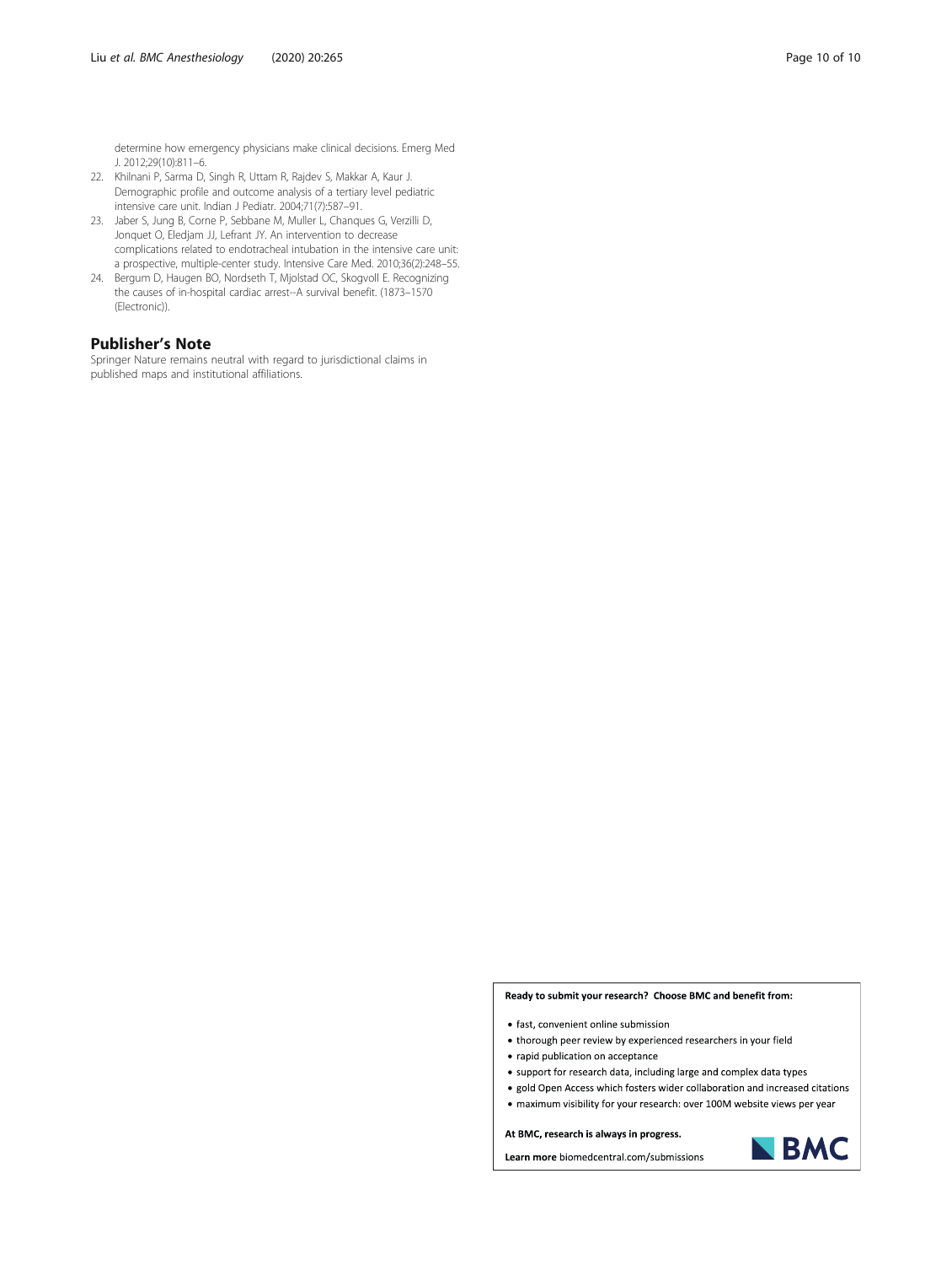determine how emergency physicians make clinical decisions. Emerg Med J. 2012;29(10):811–6.

22. Khilnani P, Sarma D, Singh R, Uttam R, Rajdev S, Makkar A, Kaur J. Demographic profile and outcome analysis of a tertiary level pediatric intensive care unit. Indian J Pediatr. 2004;71(7):587–91.
23. Jaber S, Jung B, Corne P, Sebbane M, Muller L, Chanques G, Verzilli D, Jonquet O, Eledjam JJ, Lefrant JY. An intervention to decrease complications related to endotracheal intubation in the intensive care unit: a prospective, multiple-center study. Intensive Care Med. 2010;36(2):248–55.
24. Bergum D, Haugen BO, Nordseth T, Mjolstad OC, Skogvoll E. Recognizing the causes of in-hospital cardiac arrest--A survival benefit. (1873–1570 (Electronic)).

## Publisher's Note

Springer Nature remains neutral with regard to jurisdictional claims in published maps and institutional affiliations.

**Ready to submit your research? Choose BMC and benefit from:**

- fast, convenient online submission
- thorough peer review by experienced researchers in your field
- rapid publication on acceptance
- support for research data, including large and complex data types
- gold Open Access which fosters wider collaboration and increased citations
- maximum visibility for your research: over 100M website views per year

**At BMC, research is always in progress.**

**Learn more** biomedcentral.com/submissions

BMC